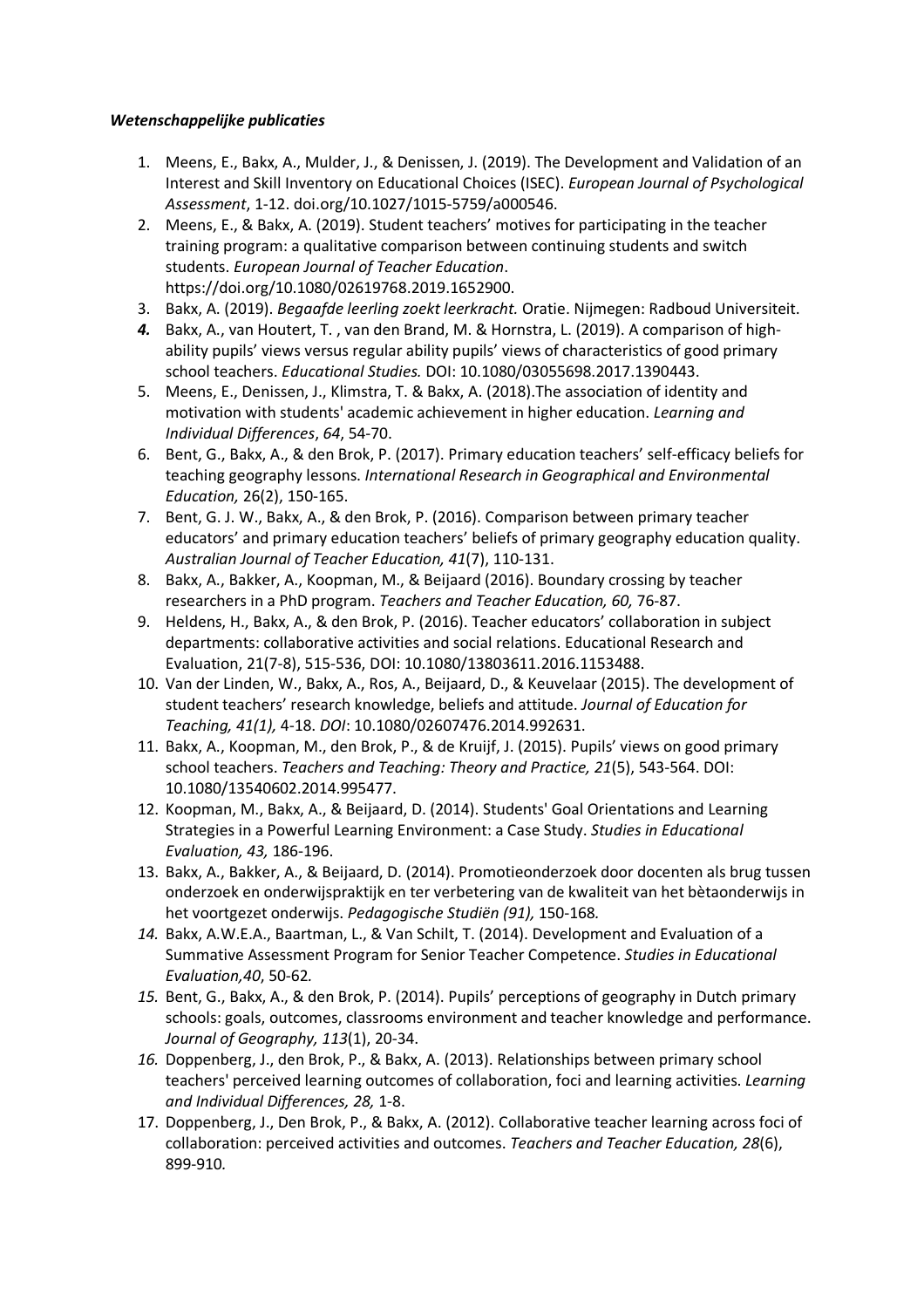***Wetenschappelijke publicaties***

1. Meens, E., Bakx, A., Mulder, J., & Denissen, J. (2019). The Development and Validation of an Interest and Skill Inventory on Educational Choices (ISEC). *European Journal of Psychological Assessment*, 1-12. doi.org/10.1027/1015-5759/a000546.
2. Meens, E., & Bakx, A. (2019). Student teachers' motives for participating in the teacher training program: a qualitative comparison between continuing students and switch students. *European Journal of Teacher Education*. https://doi.org/10.1080/02619768.2019.1652900.
3. Bakx, A. (2019). *Begaafde leerling zoekt leerkracht.* Oratie. Nijmegen: Radboud Universiteit.
4. Bakx, A., van Houtert, T. , van den Brand, M. & Hornstra, L. (2019). A comparison of high-ability pupils' views versus regular ability pupils' views of characteristics of good primary school teachers. *Educational Studies.* DOI: 10.1080/03055698.2017.1390443.
5. Meens, E., Denissen, J., Klimstra, T. & Bakx, A. (2018).The association of identity and motivation with students' academic achievement in higher education. *Learning and Individual Differences*, *64*, 54-70.
6. Bent, G., Bakx, A., & den Brok, P. (2017). Primary education teachers' self-efficacy beliefs for teaching geography lessons. *International Research in Geographical and Environmental Education,* 26(2), 150-165.
7. Bent, G. J. W., Bakx, A., & den Brok, P. (2016). Comparison between primary teacher educators' and primary education teachers' beliefs of primary geography education quality. *Australian Journal of Teacher Education, 41*(7), 110-131.
8. Bakx, A., Bakker, A., Koopman, M., & Beijaard (2016). Boundary crossing by teacher researchers in a PhD program. *Teachers and Teacher Education, 60,* 76-87.
9. Heldens, H., Bakx, A., & den Brok, P. (2016). Teacher educators' collaboration in subject departments: collaborative activities and social relations. Educational Research and Evaluation, 21(7-8), 515-536, DOI: 10.1080/13803611.2016.1153488.
10. Van der Linden, W., Bakx, A., Ros, A., Beijaard, D., & Keuvelaar (2015). The development of student teachers' research knowledge, beliefs and attitude. *Journal of Education for Teaching, 41(1),* 4-18. *DOI*: 10.1080/02607476.2014.992631.
11. Bakx, A., Koopman, M., den Brok, P., & de Kruijf, J. (2015). Pupils' views on good primary school teachers. *Teachers and Teaching: Theory and Practice, 21*(5), 543-564. DOI: 10.1080/13540602.2014.995477.
12. Koopman, M., Bakx, A., & Beijaard, D. (2014). Students' Goal Orientations and Learning Strategies in a Powerful Learning Environment: a Case Study. *Studies in Educational Evaluation, 43,* 186-196.
13. Bakx, A., Bakker, A., & Beijaard, D. (2014). Promotieonderzoek door docenten als brug tussen onderzoek en onderwijspraktijk en ter verbetering van de kwaliteit van het bètaonderwijs in het voortgezet onderwijs. *Pedagogische Studiën (91),* 150-168*.*
14. Bakx, A.W.E.A., Baartman, L., & Van Schilt, T. (2014). Development and Evaluation of a Summative Assessment Program for Senior Teacher Competence. *Studies in Educational Evaluation,40*, 50-62*.*
15. Bent, G., Bakx, A., & den Brok, P. (2014). Pupils' perceptions of geography in Dutch primary schools: goals, outcomes, classrooms environment and teacher knowledge and performance. *Journal of Geography, 113*(1), 20-34.
16. Doppenberg, J., den Brok, P., & Bakx, A. (2013). Relationships between primary school teachers' perceived learning outcomes of collaboration, foci and learning activities. *Learning and Individual Differences, 28,* 1-8.
17. Doppenberg, J., Den Brok, P., & Bakx, A. (2012). Collaborative teacher learning across foci of collaboration: perceived activities and outcomes. *Teachers and Teacher Education, 28*(6), 899-910*.*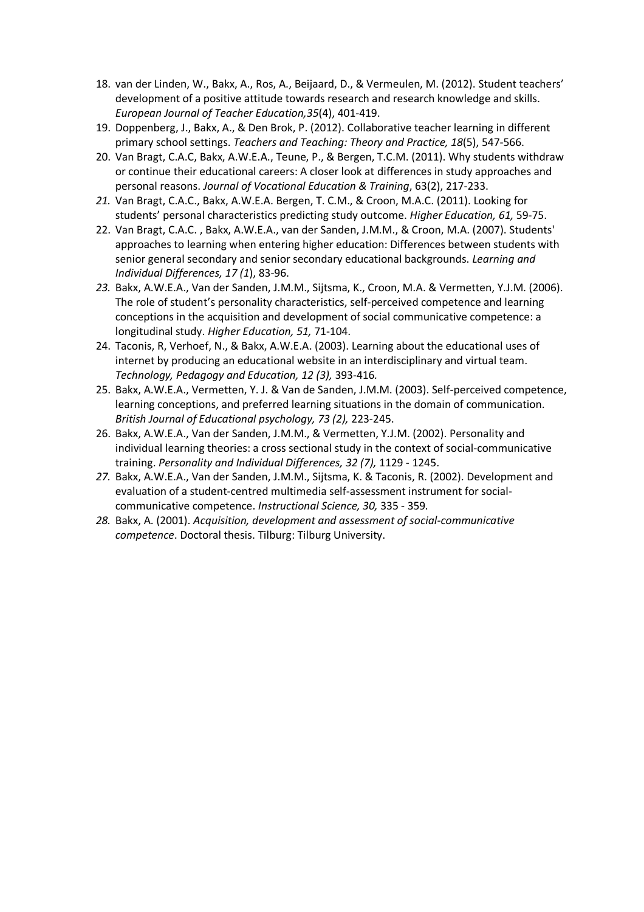18. van der Linden, W., Bakx, A., Ros, A., Beijaard, D., & Vermeulen, M. (2012). Student teachers' development of a positive attitude towards research and research knowledge and skills. *European Journal of Teacher Education,35*(4), 401-419.
19. Doppenberg, J., Bakx, A., & Den Brok, P. (2012). Collaborative teacher learning in different primary school settings. *Teachers and Teaching: Theory and Practice, 18*(5), 547-566.
20. Van Bragt, C.A.C, Bakx, A.W.E.A., Teune, P., & Bergen, T.C.M. (2011). Why students withdraw or continue their educational careers: A closer look at differences in study approaches and personal reasons. *Journal of Vocational Education & Training*, 63(2), 217-233.
21. Van Bragt, C.A.C., Bakx, A.W.E.A. Bergen, T. C.M., & Croon, M.A.C. (2011). Looking for students' personal characteristics predicting study outcome. *Higher Education, 61,* 59-75.
22. Van Bragt, C.A.C. , Bakx, A.W.E.A., van der Sanden, J.M.M., & Croon, M.A. (2007). Students' approaches to learning when entering higher education: Differences between students with senior general secondary and senior secondary educational backgrounds. *Learning and Individual Differences, 17 (1*), 83-96.
23. Bakx, A.W.E.A., Van der Sanden, J.M.M., Sijtsma, K., Croon, M.A. & Vermetten, Y.J.M. (2006). The role of student's personality characteristics, self-perceived competence and learning conceptions in the acquisition and development of social communicative competence: a longitudinal study. *Higher Education, 51,* 71-104.
24. Taconis, R, Verhoef, N., & Bakx, A.W.E.A. (2003). Learning about the educational uses of internet by producing an educational website in an interdisciplinary and virtual team. *Technology, Pedagogy and Education, 12 (3),* 393-416.
25. Bakx, A.W.E.A., Vermetten, Y. J. & Van de Sanden, J.M.M. (2003). Self-perceived competence, learning conceptions, and preferred learning situations in the domain of communication. *British Journal of Educational psychology, 73 (2),* 223-245.
26. Bakx, A.W.E.A., Van der Sanden, J.M.M., & Vermetten, Y.J.M. (2002). Personality and individual learning theories: a cross sectional study in the context of social-communicative training. *Personality and Individual Differences, 32 (7),* 1129 - 1245.
27. Bakx, A.W.E.A., Van der Sanden, J.M.M., Sijtsma, K. & Taconis, R. (2002). Development and evaluation of a student-centred multimedia self-assessment instrument for social-communicative competence. *Instructional Science, 30,* 335 - 359*.*
28. Bakx, A. (2001). *Acquisition, development and assessment of social-communicative competence*. Doctoral thesis. Tilburg: Tilburg University.